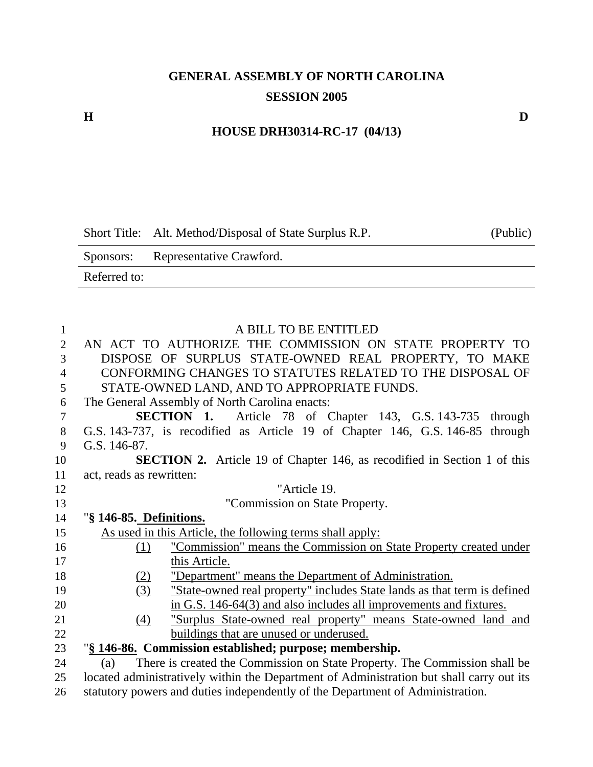# GENERAL ASSEMBLY OF NORTH CAROLINA
## SESSION 2005

H D

## HOUSE DRH30314-RC-17 (04/13)

| Short Title: | Alt. Method/Disposal of State Surplus R.P. | (Public) |
|---|---|---|
| Sponsors: | Representative Crawford. | |
| Referred to: | | |

A BILL TO BE ENTITLED

AN ACT TO AUTHORIZE THE COMMISSION ON STATE PROPERTY TO DISPOSE OF SURPLUS STATE-OWNED REAL PROPERTY, TO MAKE CONFORMING CHANGES TO STATUTES RELATED TO THE DISPOSAL OF STATE-OWNED LAND, AND TO APPROPRIATE FUNDS.

The General Assembly of North Carolina enacts:

**SECTION 1.** Article 78 of Chapter 143, G.S. 143-735 through G.S. 143-737, is recodified as Article 19 of Chapter 146, G.S. 146-85 through G.S. 146-87.

**SECTION 2.** Article 19 of Chapter 146, as recodified in Section 1 of this act, reads as rewritten:

"Article 19.

"Commission on State Property.

"**§ 146-85. Definitions.**

As used in this Article, the following terms shall apply:

(1) "Commission" means the Commission on State Property created under this Article.

(2) "Department" means the Department of Administration.

(3) "State-owned real property" includes State lands as that term is defined in G.S. 146-64(3) and also includes all improvements and fixtures.

(4) "Surplus State-owned real property" means State-owned land and buildings that are unused or underused.

"**§ 146-86. Commission established; purpose; membership.**

(a) There is created the Commission on State Property. The Commission shall be located administratively within the Department of Administration but shall carry out its statutory powers and duties independently of the Department of Administration.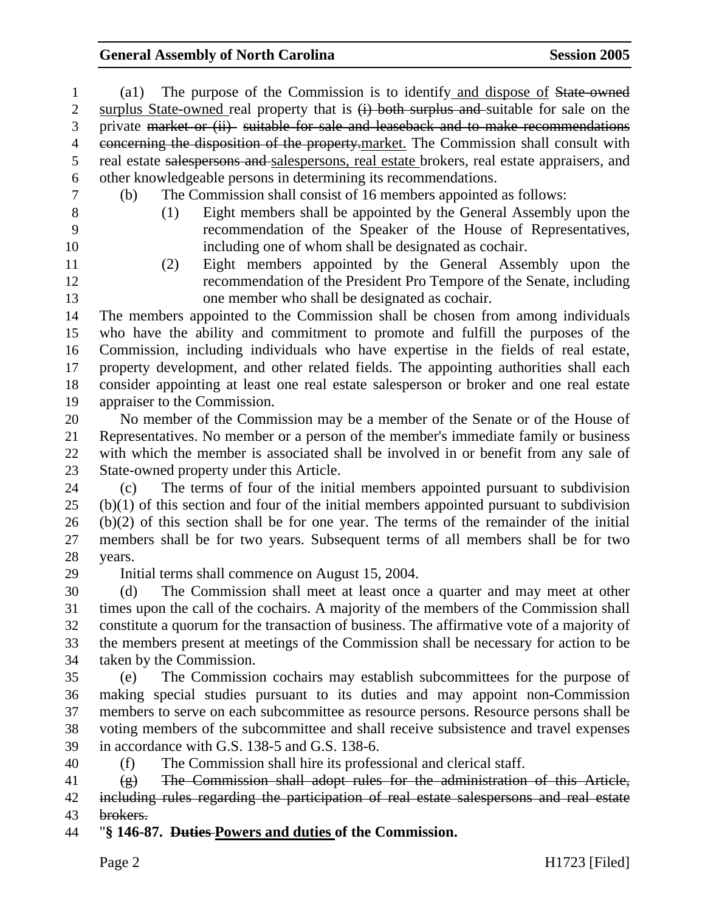(a1) The purpose of the Commission is to identify and dispose of ~~State-owned~~ surplus State-owned real property that is ~~(i) both surplus and~~ suitable for sale on the private ~~market or (ii) suitable for sale and leaseback and to make recommendations concerning the disposition of the property.~~market. The Commission shall consult with real estate ~~salespersons and~~ salespersons, real estate brokers, real estate appraisers, and other knowledgeable persons in determining its recommendations.

(b) The Commission shall consist of 16 members appointed as follows:

(1) Eight members shall be appointed by the General Assembly upon the recommendation of the Speaker of the House of Representatives, including one of whom shall be designated as cochair.

(2) Eight members appointed by the General Assembly upon the recommendation of the President Pro Tempore of the Senate, including one member who shall be designated as cochair.

The members appointed to the Commission shall be chosen from among individuals who have the ability and commitment to promote and fulfill the purposes of the Commission, including individuals who have expertise in the fields of real estate, property development, and other related fields. The appointing authorities shall each consider appointing at least one real estate salesperson or broker and one real estate appraiser to the Commission.

No member of the Commission may be a member of the Senate or of the House of Representatives. No member or a person of the member's immediate family or business with which the member is associated shall be involved in or benefit from any sale of State-owned property under this Article.

(c) The terms of four of the initial members appointed pursuant to subdivision (b)(1) of this section and four of the initial members appointed pursuant to subdivision (b)(2) of this section shall be for one year. The terms of the remainder of the initial members shall be for two years. Subsequent terms of all members shall be for two years.

Initial terms shall commence on August 15, 2004.

(d) The Commission shall meet at least once a quarter and may meet at other times upon the call of the cochairs. A majority of the members of the Commission shall constitute a quorum for the transaction of business. The affirmative vote of a majority of the members present at meetings of the Commission shall be necessary for action to be taken by the Commission.

(e) The Commission cochairs may establish subcommittees for the purpose of making special studies pursuant to its duties and may appoint non-Commission members to serve on each subcommittee as resource persons. Resource persons shall be voting members of the subcommittee and shall receive subsistence and travel expenses in accordance with G.S. 138-5 and G.S. 138-6.

(f) The Commission shall hire its professional and clerical staff.

~~(g) The Commission shall adopt rules for the administration of this Article, including rules regarding the participation of real estate salespersons and real estate brokers.~~

"**§ 146-87. ~~Duties~~ Powers and duties of the Commission.**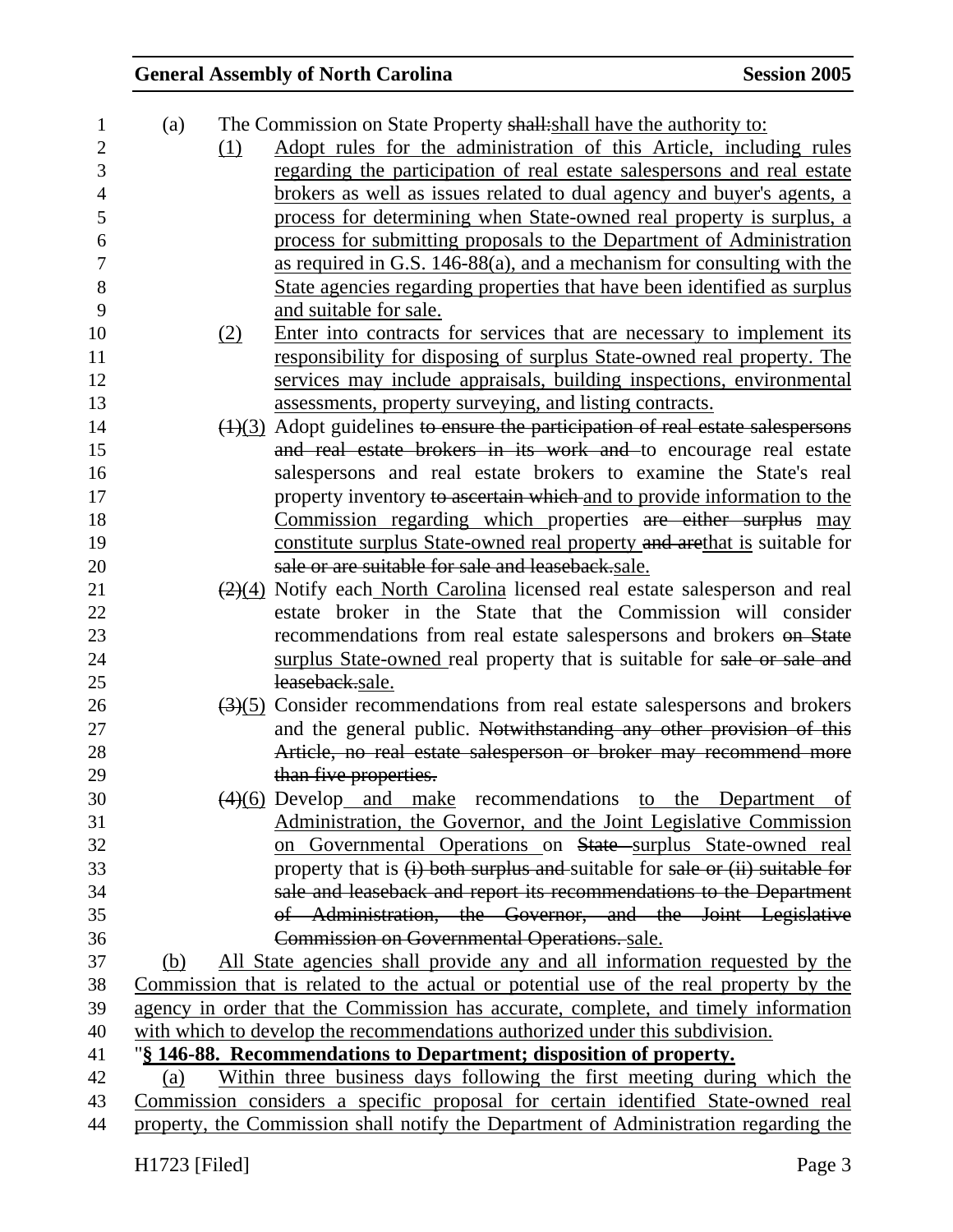(a) The Commission on State Property ~~shall:~~shall have the authority to:

(1) Adopt rules for the administration of this Article, including rules regarding the participation of real estate salespersons and real estate brokers as well as issues related to dual agency and buyer's agents, a process for determining when State-owned real property is surplus, a process for submitting proposals to the Department of Administration as required in G.S. 146-88(a), and a mechanism for consulting with the State agencies regarding properties that have been identified as surplus and suitable for sale.

(2) Enter into contracts for services that are necessary to implement its responsibility for disposing of surplus State-owned real property. The services may include appraisals, building inspections, environmental assessments, property surveying, and listing contracts.

~~(1)~~(3) Adopt guidelines ~~to ensure the participation of real estate salespersons and real estate brokers in its work and~~ to encourage real estate salespersons and real estate brokers to examine the State's real property inventory ~~to ascertain which~~ and to provide information to the Commission regarding which properties ~~are either surplus~~ may constitute surplus State-owned real property ~~and are~~that is suitable for ~~sale or are suitable for sale and leaseback.~~sale.

~~(2)~~(4) Notify each North Carolina licensed real estate salesperson and real estate broker in the State that the Commission will consider recommendations from real estate salespersons and brokers ~~on State~~ surplus State-owned real property that is suitable for ~~sale or sale and leaseback.~~sale.

~~(3)~~(5) Consider recommendations from real estate salespersons and brokers and the general public. ~~Notwithstanding any other provision of this Article, no real estate salesperson or broker may recommend more than five properties.~~

~~(4)~~(6) Develop and make recommendations to the Department of Administration, the Governor, and the Joint Legislative Commission on Governmental Operations on ~~State~~ surplus State-owned real property that is ~~(i) both surplus and~~ suitable for ~~sale or (ii) suitable for sale and leaseback and report its recommendations to the Department of Administration, the Governor, and the Joint Legislative Commission on Governmental Operations.~~ sale.

(b) All State agencies shall provide any and all information requested by the Commission that is related to the actual or potential use of the real property by the agency in order that the Commission has accurate, complete, and timely information with which to develop the recommendations authorized under this subdivision.

"**§ 146-88. Recommendations to Department; disposition of property.**

(a) Within three business days following the first meeting during which the Commission considers a specific proposal for certain identified State-owned real property, the Commission shall notify the Department of Administration regarding the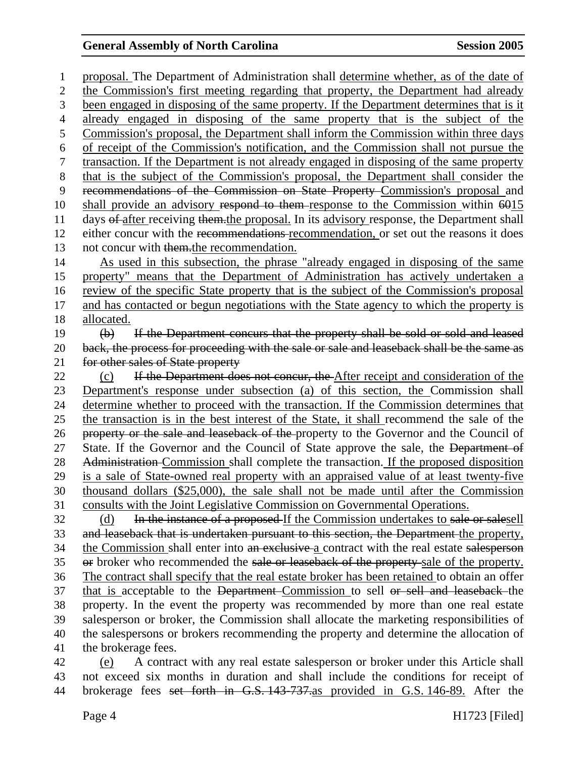proposal. The Department of Administration shall determine whether, as of the date of the Commission's first meeting regarding that property, the Department had already been engaged in disposing of the same property. If the Department determines that is it already engaged in disposing of the same property that is the subject of the Commission's proposal, the Department shall inform the Commission within three days of receipt of the Commission's notification, and the Commission shall not pursue the transaction. If the Department is not already engaged in disposing of the same property that is the subject of the Commission's proposal, the Department shall consider the ~~recommendations of the Commission on State Property~~ Commission's proposal and shall provide an advisory ~~respond to them~~ response to the Commission within ~~60~~15 days ~~of~~ after receiving ~~them.~~the proposal. In its advisory response, the Department shall either concur with the ~~recommendations~~ recommendation, or set out the reasons it does not concur with ~~them.~~the recommendation.

As used in this subsection, the phrase "already engaged in disposing of the same property" means that the Department of Administration has actively undertaken a review of the specific State property that is the subject of the Commission's proposal and has contacted or begun negotiations with the State agency to which the property is allocated.

~~(b) If the Department concurs that the property shall be sold or sold and leased back, the process for proceeding with the sale or sale and leaseback shall be the same as for other sales of State property~~

(c) ~~If the Department does not concur, the~~ After receipt and consideration of the Department's response under subsection (a) of this section, the Commission shall determine whether to proceed with the transaction. If the Commission determines that the transaction is in the best interest of the State, it shall recommend the sale of the ~~property or the sale and leaseback of the~~ property to the Governor and the Council of State. If the Governor and the Council of State approve the sale, the ~~Department of Administration~~ Commission shall complete the transaction. If the proposed disposition is a sale of State-owned real property with an appraised value of at least twenty-five thousand dollars ($25,000), the sale shall not be made until after the Commission consults with the Joint Legislative Commission on Governmental Operations.

(d) ~~In the instance of a proposed~~ If the Commission undertakes to ~~sale or sale~~sell ~~and leaseback that is undertaken pursuant to this section, the Department~~ the property, the Commission shall enter into ~~an exclusive~~ a contract with the real estate ~~salesperson or~~ broker who recommended the ~~sale or leaseback of the property~~ sale of the property. The contract shall specify that the real estate broker has been retained to obtain an offer that is acceptable to the ~~Department~~ Commission to sell ~~or sell and leaseback~~ the property. In the event the property was recommended by more than one real estate salesperson or broker, the Commission shall allocate the marketing responsibilities of the salespersons or brokers recommending the property and determine the allocation of the brokerage fees.

(e) A contract with any real estate salesperson or broker under this Article shall not exceed six months in duration and shall include the conditions for receipt of brokerage fees ~~set forth in G.S. 143-737.~~as provided in G.S. 146-89. After the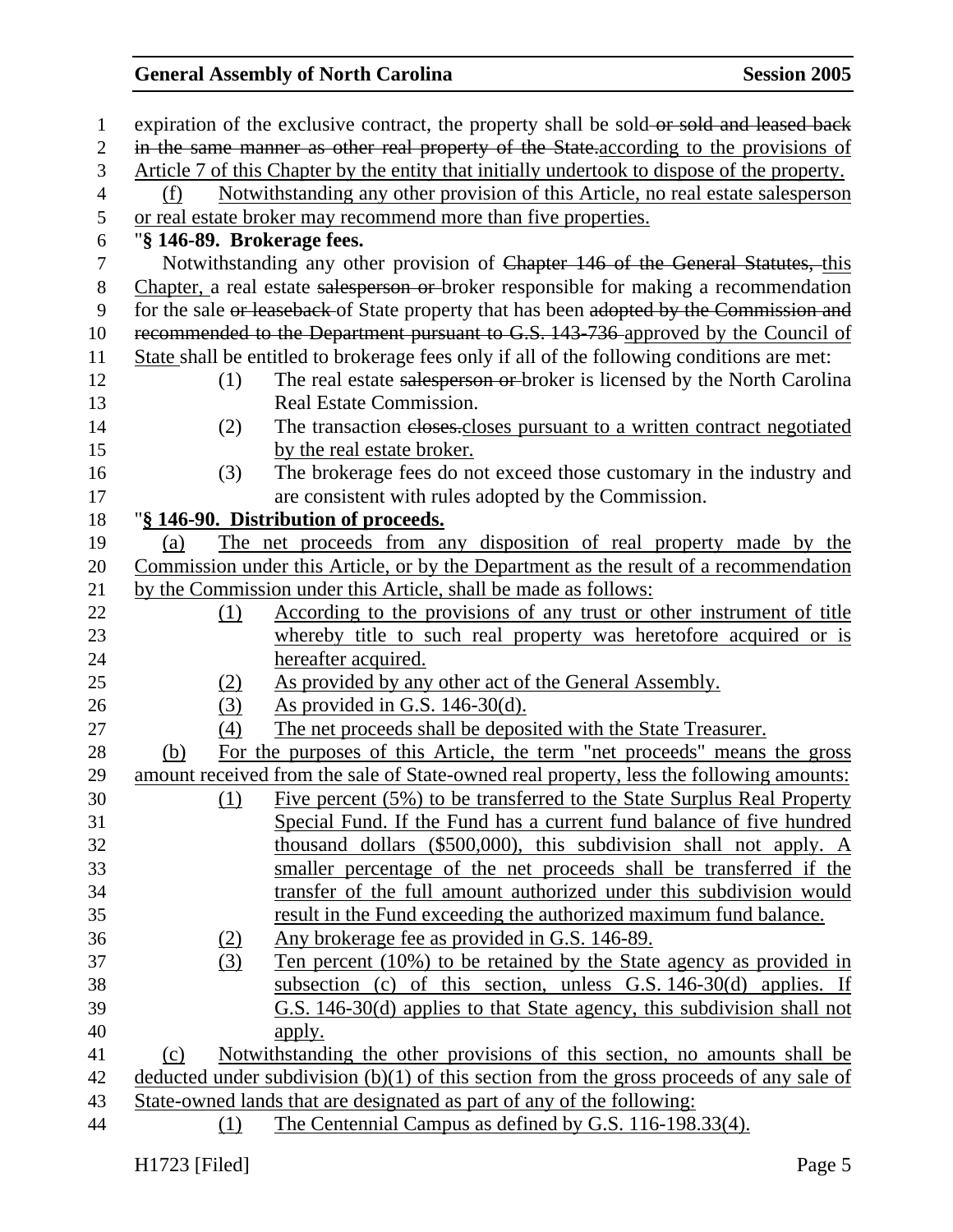expiration of the exclusive contract, the property shall be sold ~~or sold and leased back in the same manner as other real property of the State.~~according to the provisions of Article 7 of this Chapter by the entity that initially undertook to dispose of the property.

(f) Notwithstanding any other provision of this Article, no real estate salesperson or real estate broker may recommend more than five properties.

"**§ 146-89. Brokerage fees.**

Notwithstanding any other provision of ~~Chapter 146 of the General Statutes,~~ this Chapter, a real estate ~~salesperson or~~ broker responsible for making a recommendation for the sale ~~or leaseback~~ of State property that has been ~~adopted by the Commission and recommended to the Department pursuant to G.S. 143-736~~ approved by the Council of State shall be entitled to brokerage fees only if all of the following conditions are met:

(1) The real estate ~~salesperson or~~ broker is licensed by the North Carolina Real Estate Commission.

(2) The transaction ~~closes.~~closes pursuant to a written contract negotiated by the real estate broker.

(3) The brokerage fees do not exceed those customary in the industry and are consistent with rules adopted by the Commission.

"**§ 146-90. Distribution of proceeds.**

(a) The net proceeds from any disposition of real property made by the Commission under this Article, or by the Department as the result of a recommendation by the Commission under this Article, shall be made as follows:

(1) According to the provisions of any trust or other instrument of title whereby title to such real property was heretofore acquired or is hereafter acquired.

(2) As provided by any other act of the General Assembly.

(3) As provided in G.S. 146-30(d).

(4) The net proceeds shall be deposited with the State Treasurer.

(b) For the purposes of this Article, the term "net proceeds" means the gross amount received from the sale of State-owned real property, less the following amounts:

(1) Five percent (5%) to be transferred to the State Surplus Real Property Special Fund. If the Fund has a current fund balance of five hundred thousand dollars ($500,000), this subdivision shall not apply. A smaller percentage of the net proceeds shall be transferred if the transfer of the full amount authorized under this subdivision would result in the Fund exceeding the authorized maximum fund balance.

(2) Any brokerage fee as provided in G.S. 146-89.

(3) Ten percent (10%) to be retained by the State agency as provided in subsection (c) of this section, unless G.S. 146-30(d) applies. If G.S. 146-30(d) applies to that State agency, this subdivision shall not apply.

(c) Notwithstanding the other provisions of this section, no amounts shall be deducted under subdivision (b)(1) of this section from the gross proceeds of any sale of State-owned lands that are designated as part of any of the following:

(1) The Centennial Campus as defined by G.S. 116-198.33(4).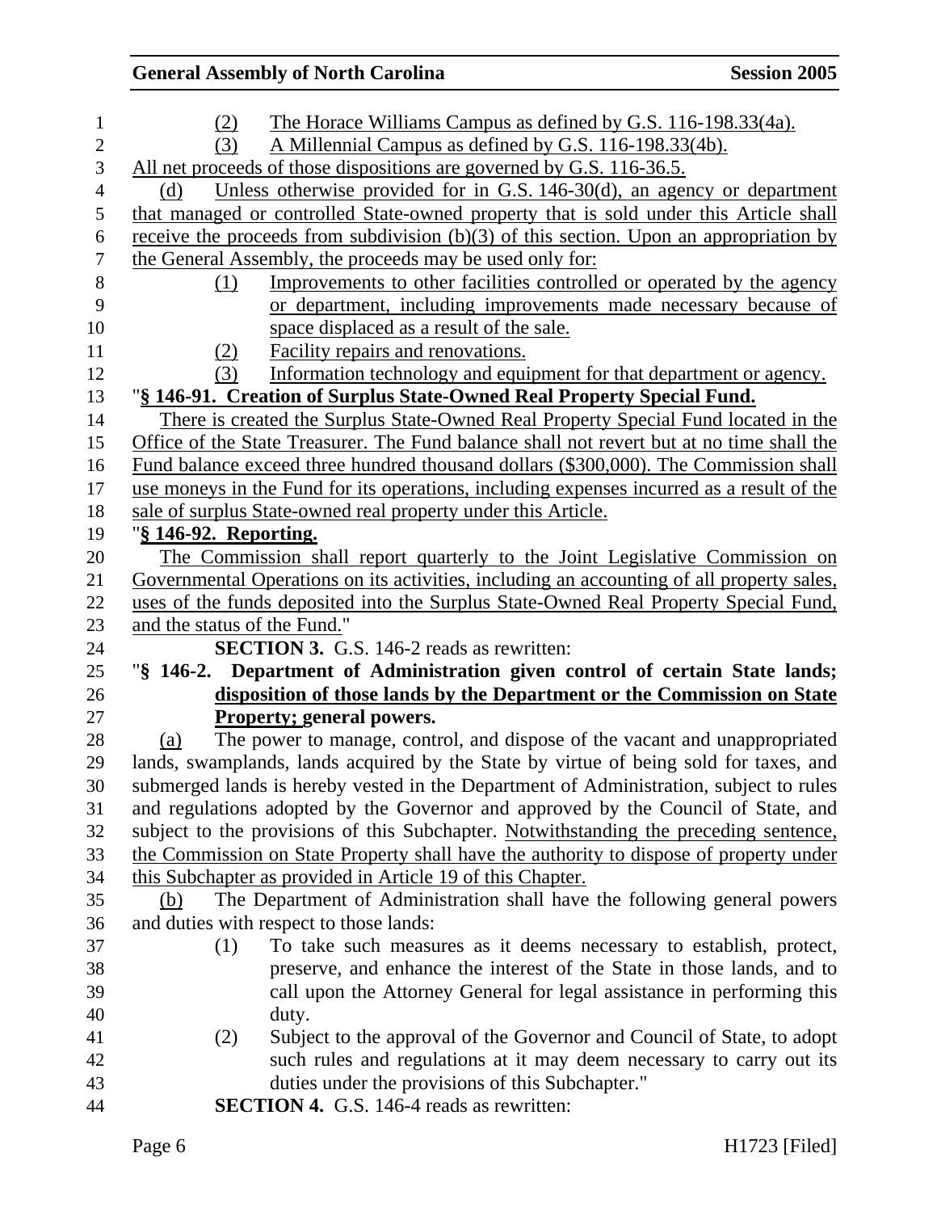(2) The Horace Williams Campus as defined by G.S. 116-198.33(4a).

(3) A Millennial Campus as defined by G.S. 116-198.33(4b).

All net proceeds of those dispositions are governed by G.S. 116-36.5.

(d) Unless otherwise provided for in G.S. 146-30(d), an agency or department that managed or controlled State-owned property that is sold under this Article shall receive the proceeds from subdivision (b)(3) of this section. Upon an appropriation by the General Assembly, the proceeds may be used only for:

(1) Improvements to other facilities controlled or operated by the agency or department, including improvements made necessary because of space displaced as a result of the sale.

(2) Facility repairs and renovations.

(3) Information technology and equipment for that department or agency.

"**§ 146-91. Creation of Surplus State-Owned Real Property Special Fund.**

There is created the Surplus State-Owned Real Property Special Fund located in the Office of the State Treasurer. The Fund balance shall not revert but at no time shall the Fund balance exceed three hundred thousand dollars ($300,000). The Commission shall use moneys in the Fund for its operations, including expenses incurred as a result of the sale of surplus State-owned real property under this Article.

"**§ 146-92. Reporting.**

The Commission shall report quarterly to the Joint Legislative Commission on Governmental Operations on its activities, including an accounting of all property sales, uses of the funds deposited into the Surplus State-Owned Real Property Special Fund, and the status of the Fund."

**SECTION 3.** G.S. 146-2 reads as rewritten:

"**§ 146-2. Department of Administration given control of certain State lands; disposition of those lands by the Department or the Commission on State Property; general powers.**

(a) The power to manage, control, and dispose of the vacant and unappropriated lands, swamplands, lands acquired by the State by virtue of being sold for taxes, and submerged lands is hereby vested in the Department of Administration, subject to rules and regulations adopted by the Governor and approved by the Council of State, and subject to the provisions of this Subchapter. Notwithstanding the preceding sentence, the Commission on State Property shall have the authority to dispose of property under this Subchapter as provided in Article 19 of this Chapter.

(b) The Department of Administration shall have the following general powers and duties with respect to those lands:

(1) To take such measures as it deems necessary to establish, protect, preserve, and enhance the interest of the State in those lands, and to call upon the Attorney General for legal assistance in performing this duty.

(2) Subject to the approval of the Governor and Council of State, to adopt such rules and regulations at it may deem necessary to carry out its duties under the provisions of this Subchapter."

**SECTION 4.** G.S. 146-4 reads as rewritten: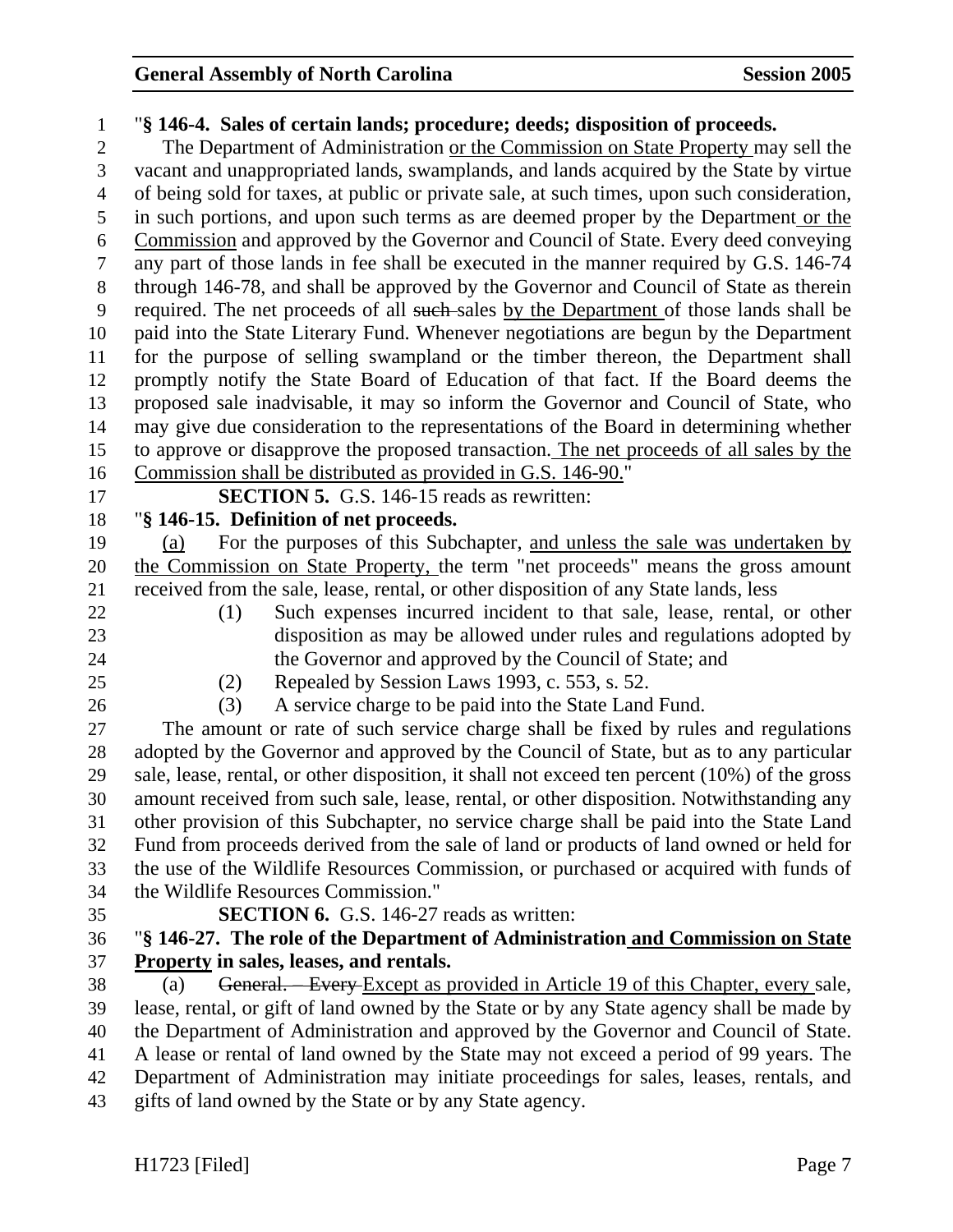"**§ 146-4. Sales of certain lands; procedure; deeds; disposition of proceeds.**

The Department of Administration <u>or the Commission on State Property</u> may sell the vacant and unappropriated lands, swamplands, and lands acquired by the State by virtue of being sold for taxes, at public or private sale, at such times, upon such consideration, in such portions, and upon such terms as are deemed proper by the Department <u>or the Commission</u> and approved by the Governor and Council of State. Every deed conveying any part of those lands in fee shall be executed in the manner required by G.S. 146-74 through 146-78, and shall be approved by the Governor and Council of State as therein required. The net proceeds of all ~~such~~ sales <u>by the Department</u> of those lands shall be paid into the State Literary Fund. Whenever negotiations are begun by the Department for the purpose of selling swampland or the timber thereon, the Department shall promptly notify the State Board of Education of that fact. If the Board deems the proposed sale inadvisable, it may so inform the Governor and Council of State, who may give due consideration to the representations of the Board in determining whether to approve or disapprove the proposed transaction. <u>The net proceeds of all sales by the Commission shall be distributed as provided in G.S. 146-90.</u>"

**SECTION 5.** G.S. 146-15 reads as rewritten:

"**§ 146-15. Definition of net proceeds.**

<u>(a)</u> For the purposes of this Subchapter, <u>and unless the sale was undertaken by the Commission on State Property,</u> the term "net proceeds" means the gross amount received from the sale, lease, rental, or other disposition of any State lands, less

(1) Such expenses incurred incident to that sale, lease, rental, or other disposition as may be allowed under rules and regulations adopted by the Governor and approved by the Council of State; and

(2) Repealed by Session Laws 1993, c. 553, s. 52.

(3) A service charge to be paid into the State Land Fund.

The amount or rate of such service charge shall be fixed by rules and regulations adopted by the Governor and approved by the Council of State, but as to any particular sale, lease, rental, or other disposition, it shall not exceed ten percent (10%) of the gross amount received from such sale, lease, rental, or other disposition. Notwithstanding any other provision of this Subchapter, no service charge shall be paid into the State Land Fund from proceeds derived from the sale of land or products of land owned or held for the use of the Wildlife Resources Commission, or purchased or acquired with funds of the Wildlife Resources Commission."

**SECTION 6.** G.S. 146-27 reads as written:

"**§ 146-27. The role of the Department of Administration <u>and Commission on State Property</u> in sales, leases, and rentals.**

(a) ~~General. – Every~~ <u>Except as provided in Article 19 of this Chapter, every</u> sale, lease, rental, or gift of land owned by the State or by any State agency shall be made by the Department of Administration and approved by the Governor and Council of State. A lease or rental of land owned by the State may not exceed a period of 99 years. The Department of Administration may initiate proceedings for sales, leases, rentals, and gifts of land owned by the State or by any State agency.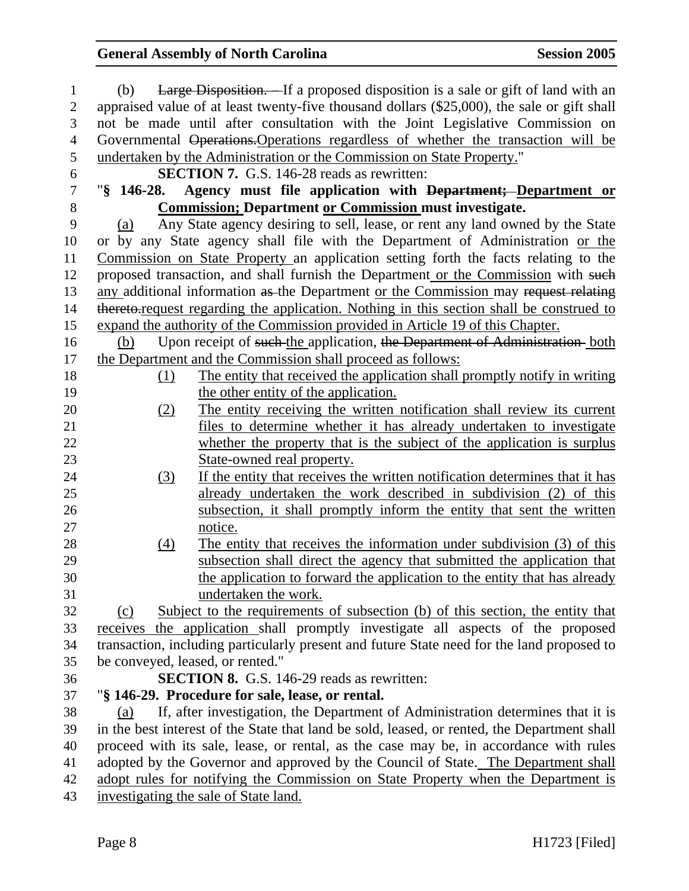(b) ~~Large Disposition. —~~ If a proposed disposition is a sale or gift of land with an appraised value of at least twenty-five thousand dollars ($25,000), the sale or gift shall not be made until after consultation with the Joint Legislative Commission on Governmental ~~Operations.~~ <u>Operations regardless of whether the transaction will be undertaken by the Administration or the Commission on State Property</u>."

**SECTION 7.** G.S. 146-28 reads as rewritten:

"**§ 146-28. Agency must file application with ~~Department;~~ <u>Department or Commission;</u> Department <u>or Commission</u> must investigate.**

<u>(a)</u> Any State agency desiring to sell, lease, or rent any land owned by the State or by any State agency shall file with the Department of Administration <u>or the Commission on State Property</u> an application setting forth the facts relating to the proposed transaction, and shall furnish the Department <u>or the Commission</u> with ~~such~~ <u>any</u> additional information ~~as~~ the Department <u>or the Commission</u> may ~~request relating thereto.~~ <u>request regarding the application. Nothing in this section shall be construed to expand the authority of the Commission provided in Article 19 of this Chapter.</u>

<u>(b)</u> Upon receipt of ~~such~~ <u>the</u> application, ~~the Department of Administration~~ <u>both the Department and the Commission shall proceed as follows:</u>

<u>(1)</u> <u>The entity that received the application shall promptly notify in writing the other entity of the application.</u>

<u>(2)</u> <u>The entity receiving the written notification shall review its current files to determine whether it has already undertaken to investigate whether the property that is the subject of the application is surplus State-owned real property.</u>

<u>(3)</u> <u>If the entity that receives the written notification determines that it has already undertaken the work described in subdivision (2) of this subsection, it shall promptly inform the entity that sent the written notice.</u>

<u>(4)</u> <u>The entity that receives the information under subdivision (3) of this subsection shall direct the agency that submitted the application that the application to forward the application to the entity that has already undertaken the work.</u>

<u>(c)</u> <u>Subject to the requirements of subsection (b) of this section, the entity that receives the application</u> shall promptly investigate all aspects of the proposed transaction, including particularly present and future State need for the land proposed to be conveyed, leased, or rented."

**SECTION 8.** G.S. 146-29 reads as rewritten:

"**§ 146-29. Procedure for sale, lease, or rental.**

<u>(a)</u> If, after investigation, the Department of Administration determines that it is in the best interest of the State that land be sold, leased, or rented, the Department shall proceed with its sale, lease, or rental, as the case may be, in accordance with rules adopted by the Governor and approved by the Council of State. <u>The Department shall adopt rules for notifying the Commission on State Property when the Department is investigating the sale of State land.</u>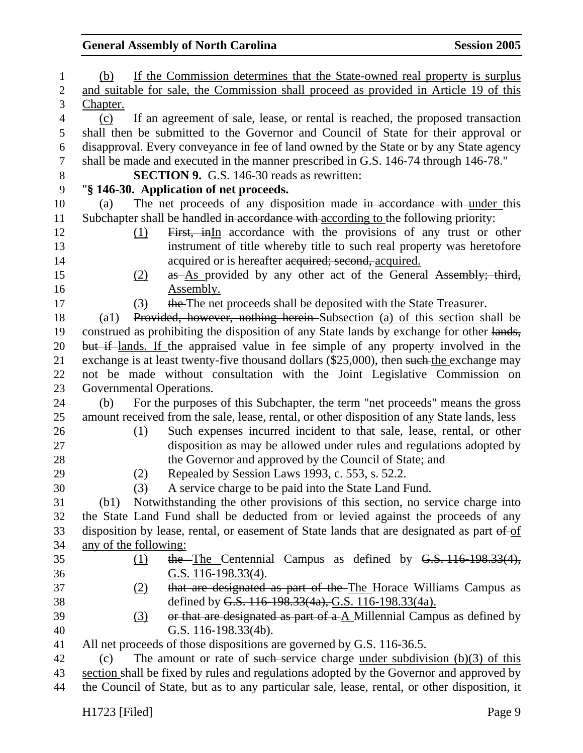(b) If the Commission determines that the State-owned real property is surplus and suitable for sale, the Commission shall proceed as provided in Article 19 of this Chapter.

(c) If an agreement of sale, lease, or rental is reached, the proposed transaction shall then be submitted to the Governor and Council of State for their approval or disapproval. Every conveyance in fee of land owned by the State or by any State agency shall be made and executed in the manner prescribed in G.S. 146-74 through 146-78."

**SECTION 9.** G.S. 146-30 reads as rewritten:

"**§ 146-30. Application of net proceeds.**

(a) The net proceeds of any disposition made ~~in accordance with~~ under this Subchapter shall be handled ~~in accordance with~~ according to the following priority:

(1) ~~First, in~~In accordance with the provisions of any trust or other instrument of title whereby title to such real property was heretofore acquired or is hereafter ~~acquired; second,~~ acquired.

(2) ~~as~~ As provided by any other act of the General ~~Assembly; third,~~ Assembly.

(3) ~~the~~ The net proceeds shall be deposited with the State Treasurer.

(a1) ~~Provided, however, nothing herein~~ Subsection (a) of this section shall be construed as prohibiting the disposition of any State lands by exchange for other ~~lands, but if~~ lands. If the appraised value in fee simple of any property involved in the exchange is at least twenty-five thousand dollars ($25,000), then ~~such~~ the exchange may not be made without consultation with the Joint Legislative Commission on Governmental Operations.

(b) For the purposes of this Subchapter, the term "net proceeds" means the gross amount received from the sale, lease, rental, or other disposition of any State lands, less

(1) Such expenses incurred incident to that sale, lease, rental, or other disposition as may be allowed under rules and regulations adopted by the Governor and approved by the Council of State; and

(2) Repealed by Session Laws 1993, c. 553, s. 52.2.

(3) A service charge to be paid into the State Land Fund.

(b1) Notwithstanding the other provisions of this section, no service charge into the State Land Fund shall be deducted from or levied against the proceeds of any disposition by lease, rental, or easement of State lands that are designated as part ~~of~~ of any of the following:

(1) ~~the~~ The Centennial Campus as defined by ~~G.S. 116-198.33(4),~~ G.S. 116-198.33(4).

(2) ~~that are designated as part of the~~ The Horace Williams Campus as defined by ~~G.S. 116-198.33(4a),~~ G.S. 116-198.33(4a).

(3) ~~or that are designated as part of a~~ A Millennial Campus as defined by G.S. 116-198.33(4b).

All net proceeds of those dispositions are governed by G.S. 116-36.5.

(c) The amount or rate of ~~such~~ service charge under subdivision (b)(3) of this section shall be fixed by rules and regulations adopted by the Governor and approved by the Council of State, but as to any particular sale, lease, rental, or other disposition, it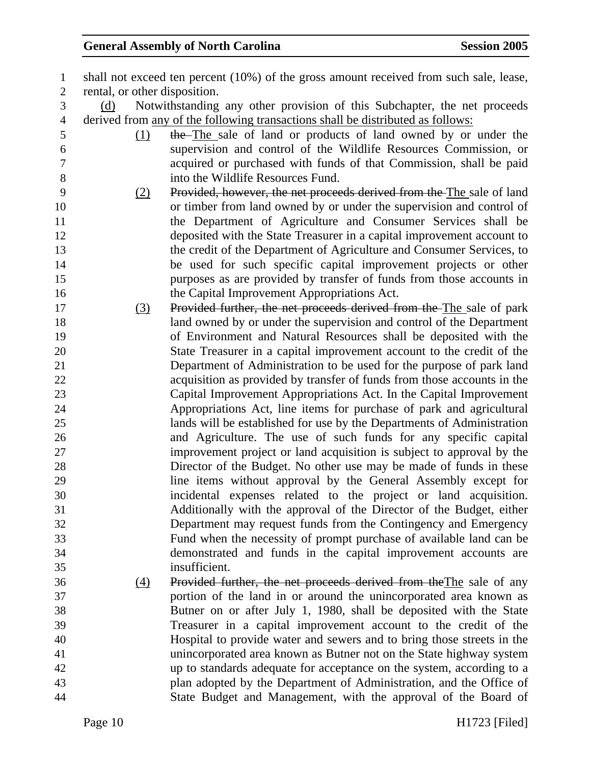shall not exceed ten percent (10%) of the gross amount received from such sale, lease, rental, or other disposition.

(d) Notwithstanding any other provision of this Subchapter, the net proceeds derived from any of the following transactions shall be distributed as follows:

(1) ~~the~~ The sale of land or products of land owned by or under the supervision and control of the Wildlife Resources Commission, or acquired or purchased with funds of that Commission, shall be paid into the Wildlife Resources Fund.

(2) ~~Provided, however, the net proceeds derived from the~~ The sale of land or timber from land owned by or under the supervision and control of the Department of Agriculture and Consumer Services shall be deposited with the State Treasurer in a capital improvement account to the credit of the Department of Agriculture and Consumer Services, to be used for such specific capital improvement projects or other purposes as are provided by transfer of funds from those accounts in the Capital Improvement Appropriations Act.

(3) ~~Provided further, the net proceeds derived from the~~ The sale of park land owned by or under the supervision and control of the Department of Environment and Natural Resources shall be deposited with the State Treasurer in a capital improvement account to the credit of the Department of Administration to be used for the purpose of park land acquisition as provided by transfer of funds from those accounts in the Capital Improvement Appropriations Act. In the Capital Improvement Appropriations Act, line items for purchase of park and agricultural lands will be established for use by the Departments of Administration and Agriculture. The use of such funds for any specific capital improvement project or land acquisition is subject to approval by the Director of the Budget. No other use may be made of funds in these line items without approval by the General Assembly except for incidental expenses related to the project or land acquisition. Additionally with the approval of the Director of the Budget, either Department may request funds from the Contingency and Emergency Fund when the necessity of prompt purchase of available land can be demonstrated and funds in the capital improvement accounts are insufficient.

(4) ~~Provided further, the net proceeds derived from the~~The sale of any portion of the land in or around the unincorporated area known as Butner on or after July 1, 1980, shall be deposited with the State Treasurer in a capital improvement account to the credit of the Hospital to provide water and sewers and to bring those streets in the unincorporated area known as Butner not on the State highway system up to standards adequate for acceptance on the system, according to a plan adopted by the Department of Administration, and the Office of State Budget and Management, with the approval of the Board of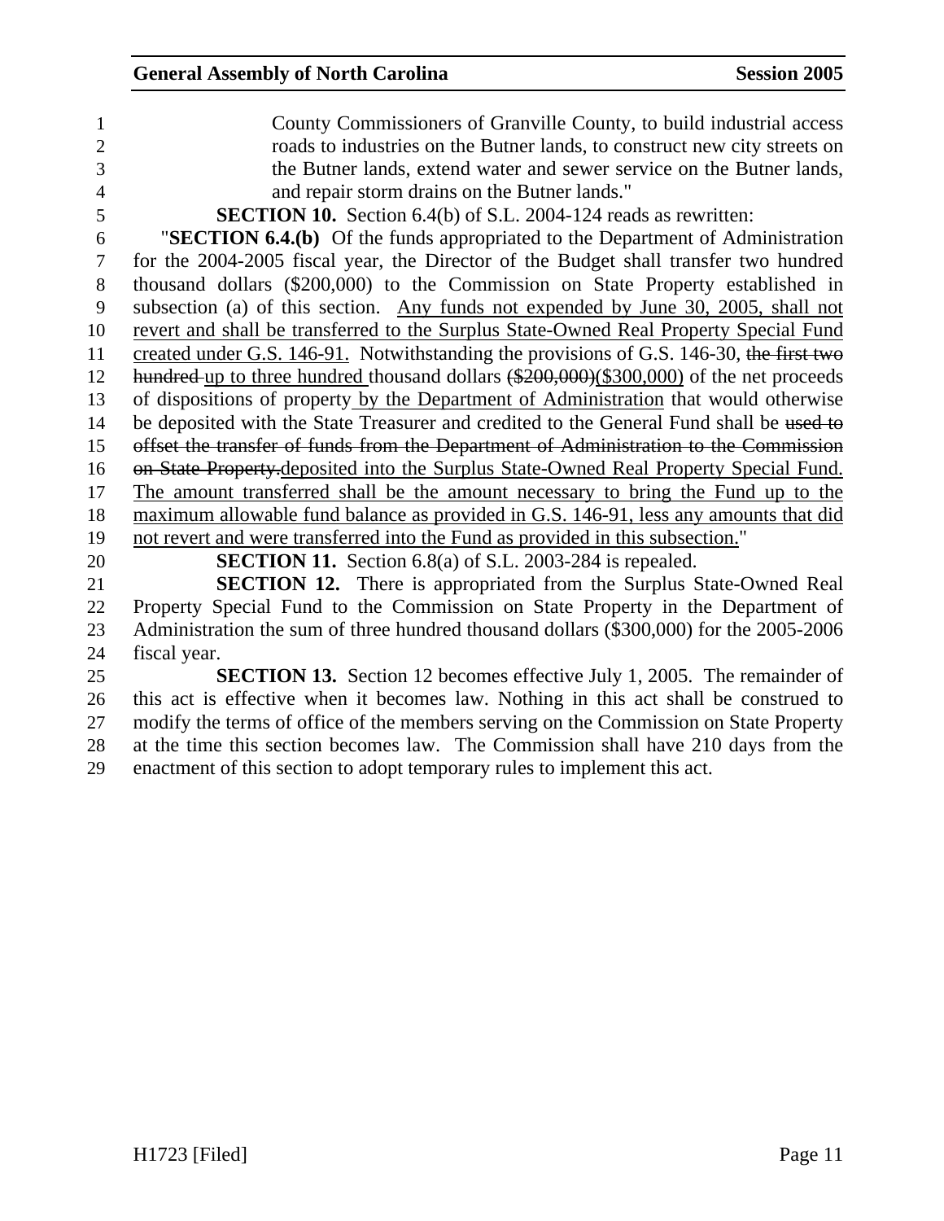County Commissioners of Granville County, to build industrial access roads to industries on the Butner lands, to construct new city streets on the Butner lands, extend water and sewer service on the Butner lands, and repair storm drains on the Butner lands."

**SECTION 10.** Section 6.4(b) of S.L. 2004-124 reads as rewritten:

"**SECTION 6.4.(b)** Of the funds appropriated to the Department of Administration for the 2004-2005 fiscal year, the Director of the Budget shall transfer two hundred thousand dollars ($200,000) to the Commission on State Property established in subsection (a) of this section. <u>Any funds not expended by June 30, 2005, shall not revert and shall be transferred to the Surplus State-Owned Real Property Special Fund created under G.S. 146-91.</u> Notwithstanding the provisions of G.S. 146-30, ~~the first two hundred~~ <u>up to three hundred</u> thousand dollars ~~($200,000)~~<u>($300,000)</u> of the net proceeds of dispositions of property <u>by the Department of Administration</u> that would otherwise be deposited with the State Treasurer and credited to the General Fund shall be ~~used to offset the transfer of funds from the Department of Administration to the Commission on State Property.~~<u>deposited into the Surplus State-Owned Real Property Special Fund. The amount transferred shall be the amount necessary to bring the Fund up to the maximum allowable fund balance as provided in G.S. 146-91, less any amounts that did not revert and were transferred into the Fund as provided in this subsection.</u>"

**SECTION 11.** Section 6.8(a) of S.L. 2003-284 is repealed.

**SECTION 12.** There is appropriated from the Surplus State-Owned Real Property Special Fund to the Commission on State Property in the Department of Administration the sum of three hundred thousand dollars ($300,000) for the 2005-2006 fiscal year.

**SECTION 13.** Section 12 becomes effective July 1, 2005. The remainder of this act is effective when it becomes law. Nothing in this act shall be construed to modify the terms of office of the members serving on the Commission on State Property at the time this section becomes law. The Commission shall have 210 days from the enactment of this section to adopt temporary rules to implement this act.